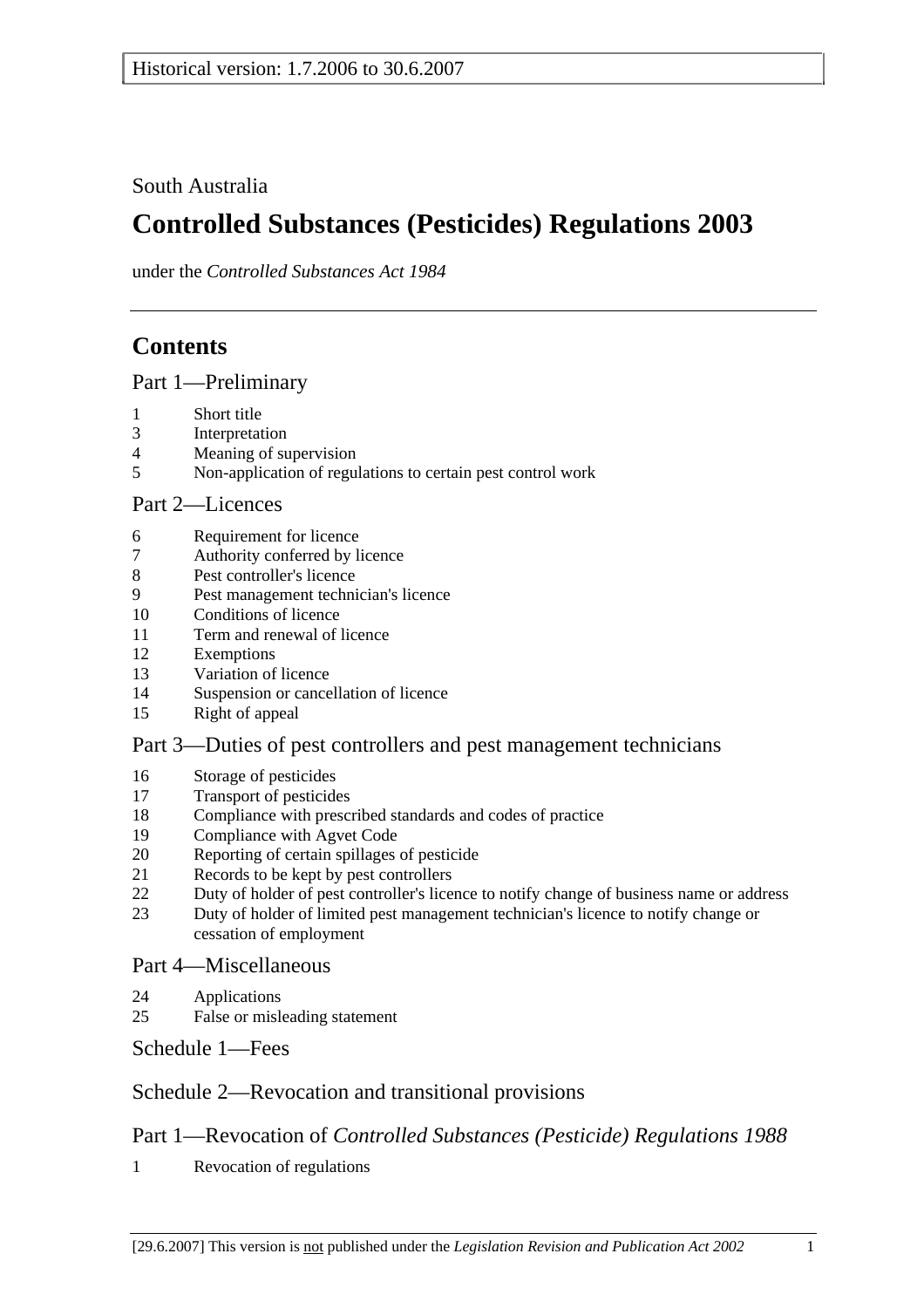Historical version: 1.7.2006 to 30.6.2007

South Australia

# Controlled Substances (Pesticides) Regulations 2003

under the *Controlled Substances Act 1984*

---

## Contents

### Part 1—Preliminary

1 Short title
3 Interpretation
4 Meaning of supervision
5 Non-application of regulations to certain pest control work

### Part 2—Licences

6 Requirement for licence
7 Authority conferred by licence
8 Pest controller's licence
9 Pest management technician's licence
10 Conditions of licence
11 Term and renewal of licence
12 Exemptions
13 Variation of licence
14 Suspension or cancellation of licence
15 Right of appeal

### Part 3—Duties of pest controllers and pest management technicians

16 Storage of pesticides
17 Transport of pesticides
18 Compliance with prescribed standards and codes of practice
19 Compliance with Agvet Code
20 Reporting of certain spillages of pesticide
21 Records to be kept by pest controllers
22 Duty of holder of pest controller's licence to notify change of business name or address
23 Duty of holder of limited pest management technician's licence to notify change or cessation of employment

### Part 4—Miscellaneous

24 Applications
25 False or misleading statement

### Schedule 1—Fees

### Schedule 2—Revocation and transitional provisions

### Part 1—Revocation of *Controlled Substances (Pesticide) Regulations 1988*

1 Revocation of regulations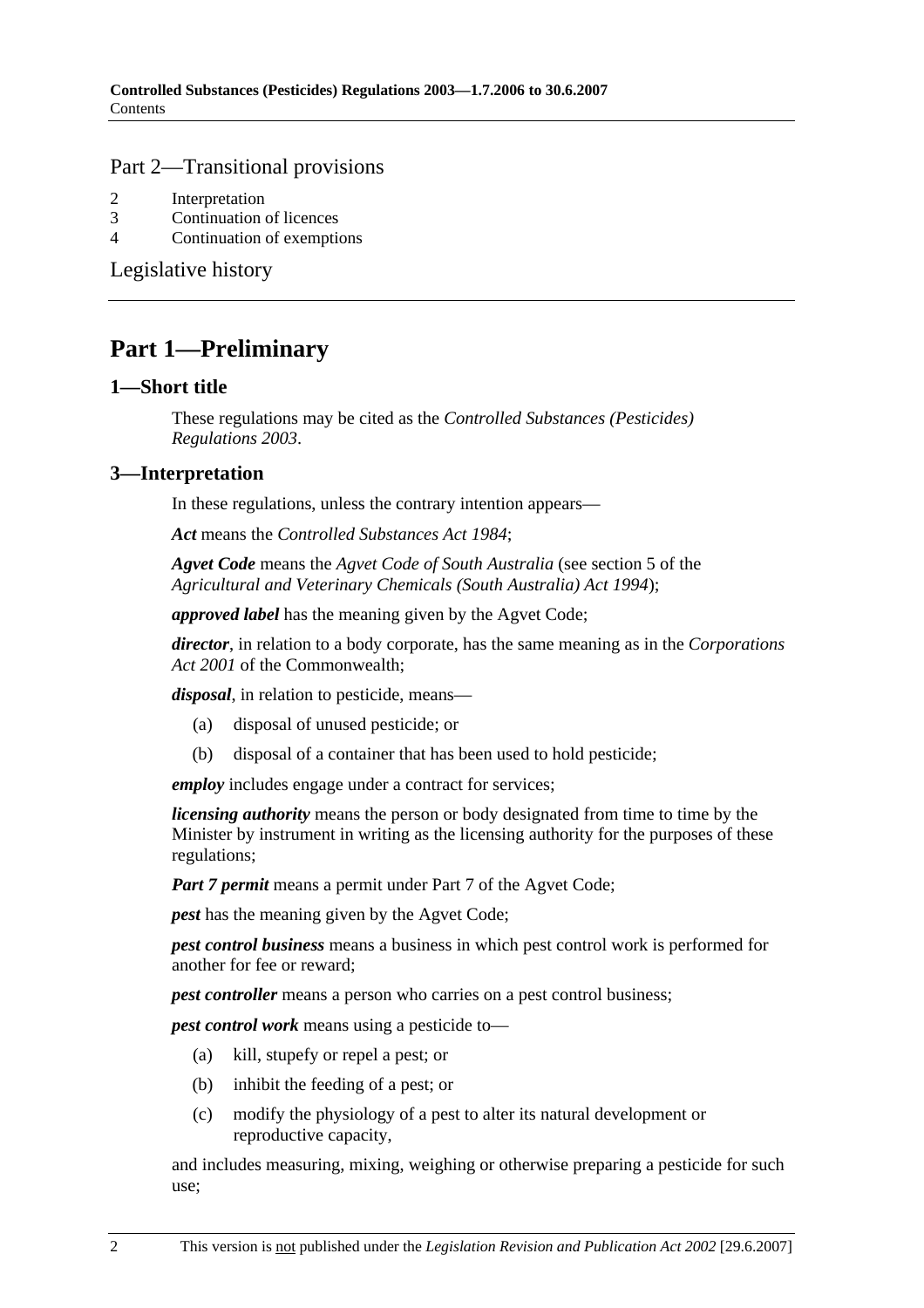## Part 2—Transitional provisions

2 Interpretation
3 Continuation of licences
4 Continuation of exemptions

Legislative history

# Part 1—Preliminary

## 1—Short title

These regulations may be cited as the *Controlled Substances (Pesticides) Regulations 2003*.

## 3—Interpretation

In these regulations, unless the contrary intention appears—

***Act*** means the *Controlled Substances Act 1984*;

***Agvet Code*** means the *Agvet Code of South Australia* (see section 5 of the *Agricultural and Veterinary Chemicals (South Australia) Act 1994*);

***approved label*** has the meaning given by the Agvet Code;

***director***, in relation to a body corporate, has the same meaning as in the *Corporations Act 2001* of the Commonwealth;

***disposal***, in relation to pesticide, means—

(a) disposal of unused pesticide; or

(b) disposal of a container that has been used to hold pesticide;

***employ*** includes engage under a contract for services;

***licensing authority*** means the person or body designated from time to time by the Minister by instrument in writing as the licensing authority for the purposes of these regulations;

***Part 7 permit*** means a permit under Part 7 of the Agvet Code;

***pest*** has the meaning given by the Agvet Code;

***pest control business*** means a business in which pest control work is performed for another for fee or reward;

***pest controller*** means a person who carries on a pest control business;

***pest control work*** means using a pesticide to—

(a) kill, stupefy or repel a pest; or

(b) inhibit the feeding of a pest; or

(c) modify the physiology of a pest to alter its natural development or reproductive capacity,

and includes measuring, mixing, weighing or otherwise preparing a pesticide for such use;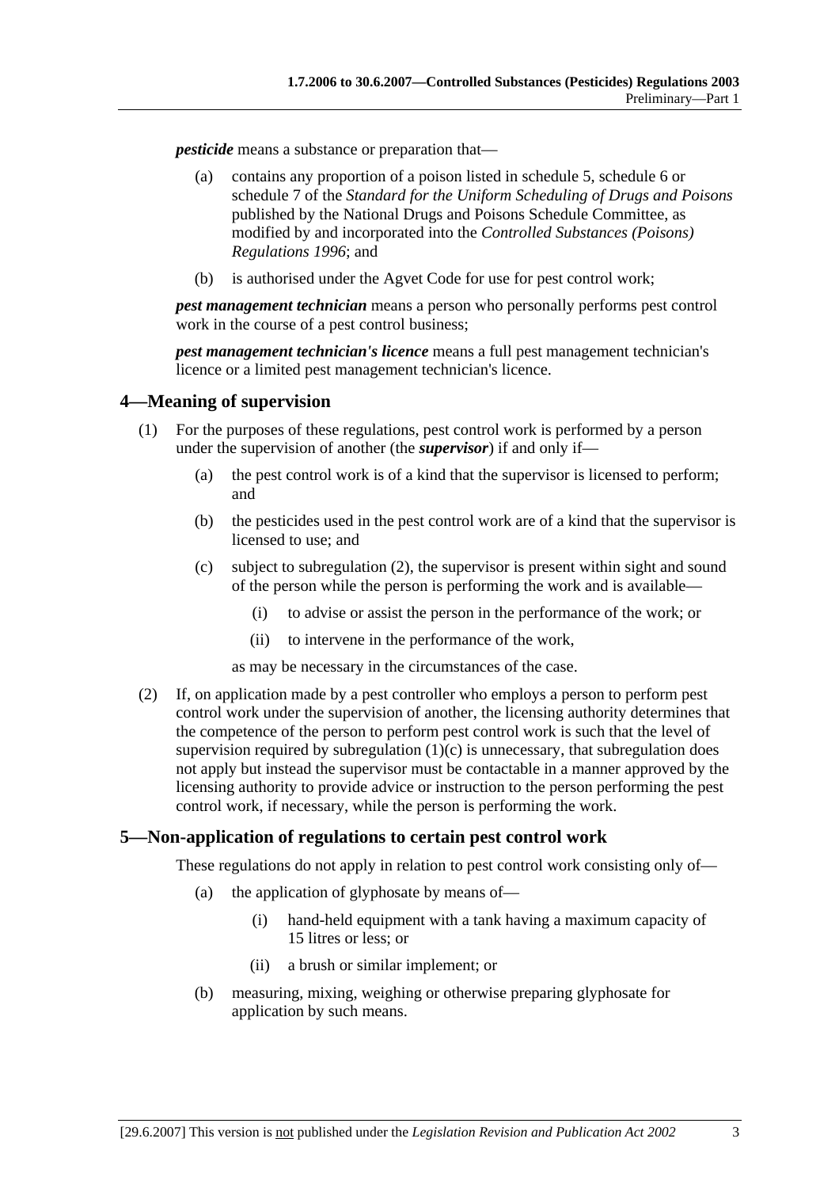***pesticide*** means a substance or preparation that—

(a) contains any proportion of a poison listed in schedule 5, schedule 6 or schedule 7 of the *Standard for the Uniform Scheduling of Drugs and Poisons* published by the National Drugs and Poisons Schedule Committee, as modified by and incorporated into the *Controlled Substances (Poisons) Regulations 1996*; and

(b) is authorised under the Agvet Code for use for pest control work;

***pest management technician*** means a person who personally performs pest control work in the course of a pest control business;

***pest management technician's licence*** means a full pest management technician's licence or a limited pest management technician's licence.

## 4—Meaning of supervision

(1) For the purposes of these regulations, pest control work is performed by a person under the supervision of another (the ***supervisor***) if and only if—

(a) the pest control work is of a kind that the supervisor is licensed to perform; and

(b) the pesticides used in the pest control work are of a kind that the supervisor is licensed to use; and

(c) subject to subregulation (2), the supervisor is present within sight and sound of the person while the person is performing the work and is available—

(i) to advise or assist the person in the performance of the work; or

(ii) to intervene in the performance of the work,

as may be necessary in the circumstances of the case.

(2) If, on application made by a pest controller who employs a person to perform pest control work under the supervision of another, the licensing authority determines that the competence of the person to perform pest control work is such that the level of supervision required by subregulation (1)(c) is unnecessary, that subregulation does not apply but instead the supervisor must be contactable in a manner approved by the licensing authority to provide advice or instruction to the person performing the pest control work, if necessary, while the person is performing the work.

## 5—Non-application of regulations to certain pest control work

These regulations do not apply in relation to pest control work consisting only of—

(a) the application of glyphosate by means of—

(i) hand-held equipment with a tank having a maximum capacity of 15 litres or less; or

(ii) a brush or similar implement; or

(b) measuring, mixing, weighing or otherwise preparing glyphosate for application by such means.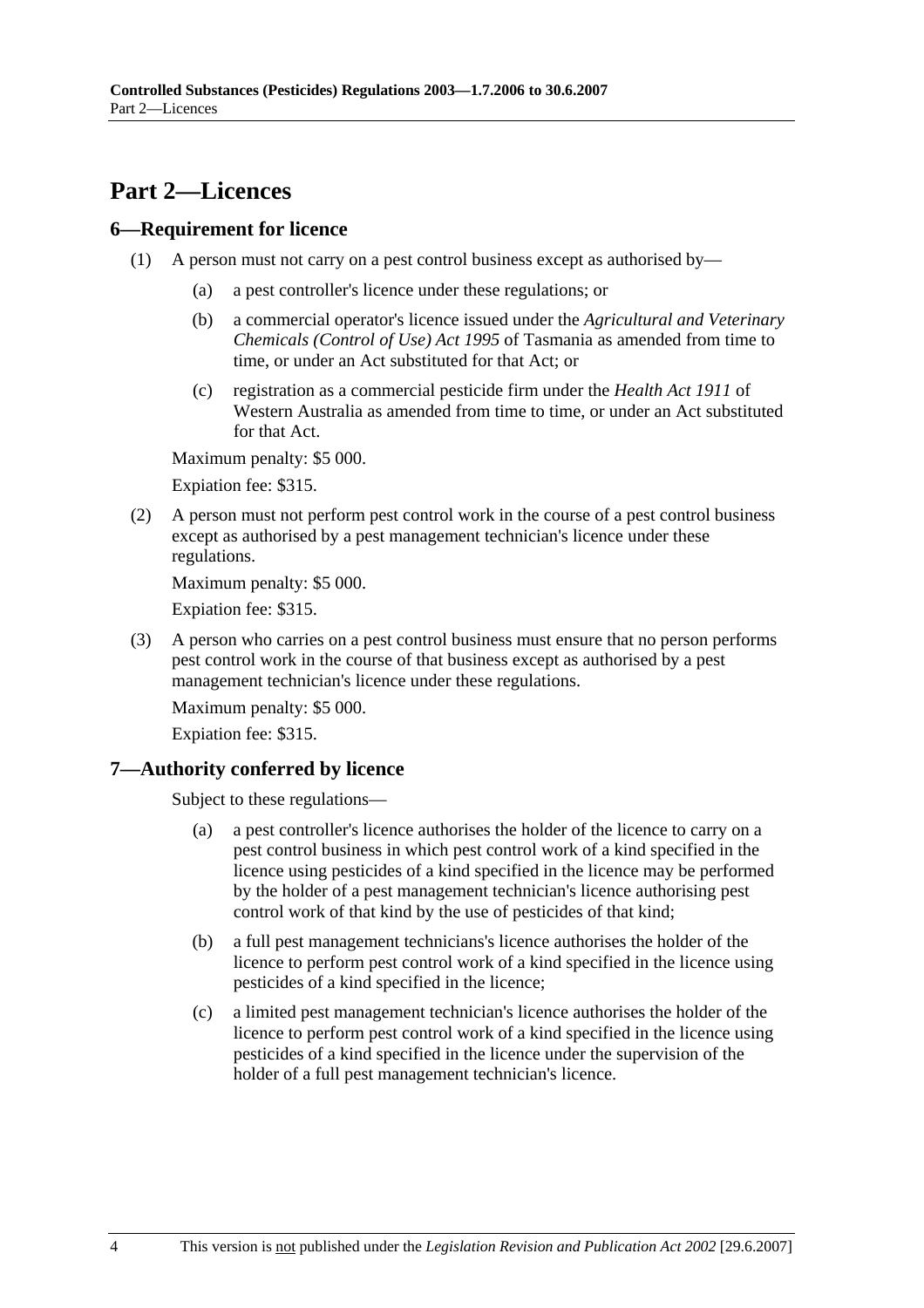# Part 2—Licences

## 6—Requirement for licence

(1) A person must not carry on a pest control business except as authorised by—

(a) a pest controller's licence under these regulations; or

(b) a commercial operator's licence issued under the *Agricultural and Veterinary Chemicals (Control of Use) Act 1995* of Tasmania as amended from time to time, or under an Act substituted for that Act; or

(c) registration as a commercial pesticide firm under the *Health Act 1911* of Western Australia as amended from time to time, or under an Act substituted for that Act.

Maximum penalty: $5 000.

Expiation fee: $315.

(2) A person must not perform pest control work in the course of a pest control business except as authorised by a pest management technician's licence under these regulations.

Maximum penalty: $5 000.

Expiation fee: $315.

(3) A person who carries on a pest control business must ensure that no person performs pest control work in the course of that business except as authorised by a pest management technician's licence under these regulations.

Maximum penalty: $5 000.

Expiation fee: $315.

## 7—Authority conferred by licence

Subject to these regulations—

(a) a pest controller's licence authorises the holder of the licence to carry on a pest control business in which pest control work of a kind specified in the licence using pesticides of a kind specified in the licence may be performed by the holder of a pest management technician's licence authorising pest control work of that kind by the use of pesticides of that kind;

(b) a full pest management technicians's licence authorises the holder of the licence to perform pest control work of a kind specified in the licence using pesticides of a kind specified in the licence;

(c) a limited pest management technician's licence authorises the holder of the licence to perform pest control work of a kind specified in the licence using pesticides of a kind specified in the licence under the supervision of the holder of a full pest management technician's licence.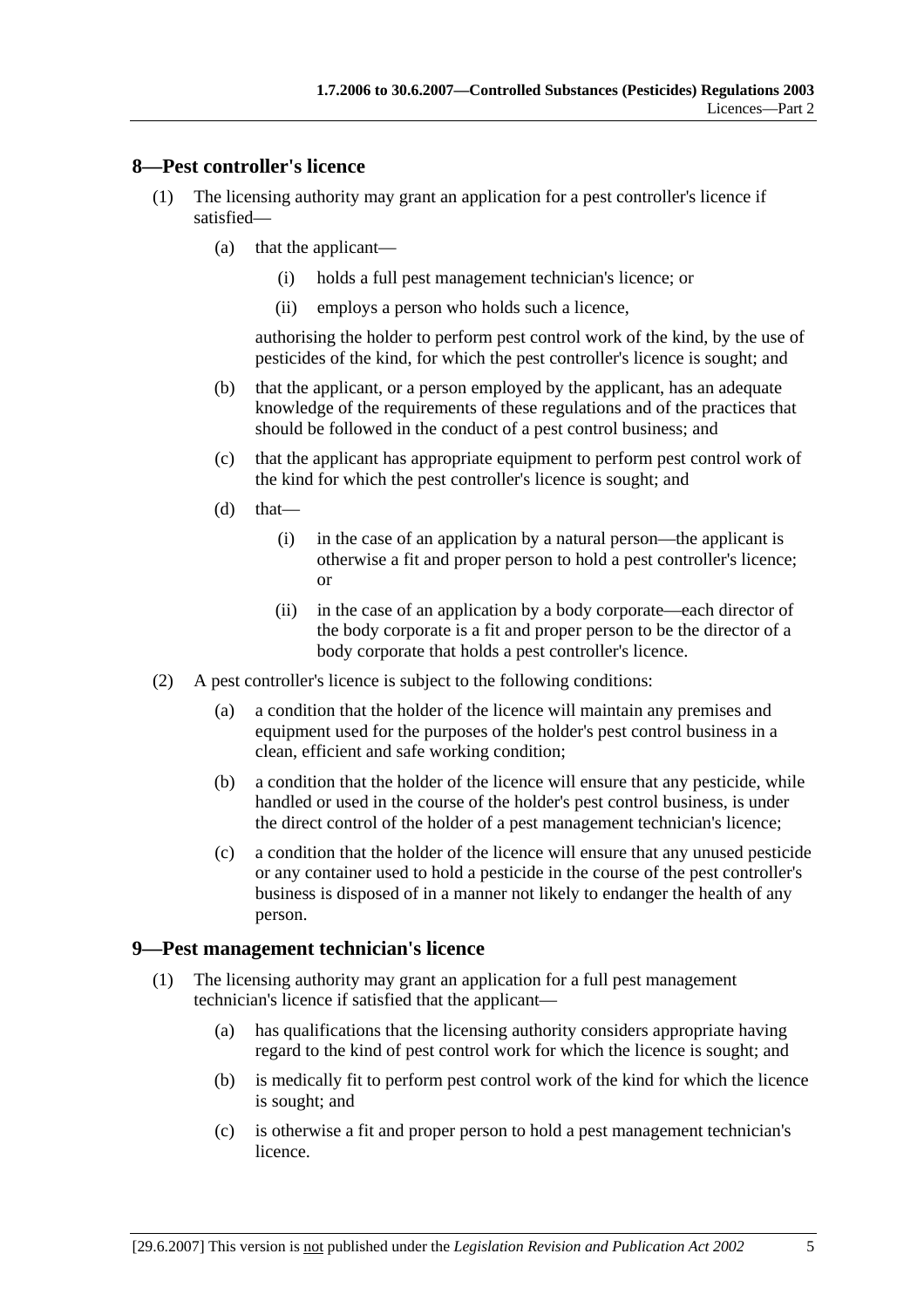## 8—Pest controller's licence

(1) The licensing authority may grant an application for a pest controller's licence if satisfied—

(a) that the applicant—

(i) holds a full pest management technician's licence; or

(ii) employs a person who holds such a licence,

authorising the holder to perform pest control work of the kind, by the use of pesticides of the kind, for which the pest controller's licence is sought; and

(b) that the applicant, or a person employed by the applicant, has an adequate knowledge of the requirements of these regulations and of the practices that should be followed in the conduct of a pest control business; and

(c) that the applicant has appropriate equipment to perform pest control work of the kind for which the pest controller's licence is sought; and

(d) that—

(i) in the case of an application by a natural person—the applicant is otherwise a fit and proper person to hold a pest controller's licence; or

(ii) in the case of an application by a body corporate—each director of the body corporate is a fit and proper person to be the director of a body corporate that holds a pest controller's licence.

(2) A pest controller's licence is subject to the following conditions:

(a) a condition that the holder of the licence will maintain any premises and equipment used for the purposes of the holder's pest control business in a clean, efficient and safe working condition;

(b) a condition that the holder of the licence will ensure that any pesticide, while handled or used in the course of the holder's pest control business, is under the direct control of the holder of a pest management technician's licence;

(c) a condition that the holder of the licence will ensure that any unused pesticide or any container used to hold a pesticide in the course of the pest controller's business is disposed of in a manner not likely to endanger the health of any person.

## 9—Pest management technician's licence

(1) The licensing authority may grant an application for a full pest management technician's licence if satisfied that the applicant—

(a) has qualifications that the licensing authority considers appropriate having regard to the kind of pest control work for which the licence is sought; and

(b) is medically fit to perform pest control work of the kind for which the licence is sought; and

(c) is otherwise a fit and proper person to hold a pest management technician's licence.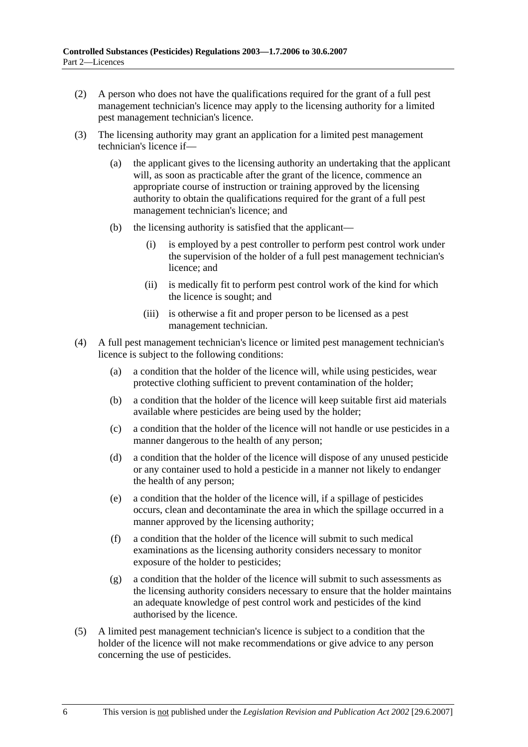(2) A person who does not have the qualifications required for the grant of a full pest management technician's licence may apply to the licensing authority for a limited pest management technician's licence.

(3) The licensing authority may grant an application for a limited pest management technician's licence if—

  (a) the applicant gives to the licensing authority an undertaking that the applicant will, as soon as practicable after the grant of the licence, commence an appropriate course of instruction or training approved by the licensing authority to obtain the qualifications required for the grant of a full pest management technician's licence; and

  (b) the licensing authority is satisfied that the applicant—

    (i) is employed by a pest controller to perform pest control work under the supervision of the holder of a full pest management technician's licence; and

    (ii) is medically fit to perform pest control work of the kind for which the licence is sought; and

    (iii) is otherwise a fit and proper person to be licensed as a pest management technician.

(4) A full pest management technician's licence or limited pest management technician's licence is subject to the following conditions:

  (a) a condition that the holder of the licence will, while using pesticides, wear protective clothing sufficient to prevent contamination of the holder;

  (b) a condition that the holder of the licence will keep suitable first aid materials available where pesticides are being used by the holder;

  (c) a condition that the holder of the licence will not handle or use pesticides in a manner dangerous to the health of any person;

  (d) a condition that the holder of the licence will dispose of any unused pesticide or any container used to hold a pesticide in a manner not likely to endanger the health of any person;

  (e) a condition that the holder of the licence will, if a spillage of pesticides occurs, clean and decontaminate the area in which the spillage occurred in a manner approved by the licensing authority;

  (f) a condition that the holder of the licence will submit to such medical examinations as the licensing authority considers necessary to monitor exposure of the holder to pesticides;

  (g) a condition that the holder of the licence will submit to such assessments as the licensing authority considers necessary to ensure that the holder maintains an adequate knowledge of pest control work and pesticides of the kind authorised by the licence.

(5) A limited pest management technician's licence is subject to a condition that the holder of the licence will not make recommendations or give advice to any person concerning the use of pesticides.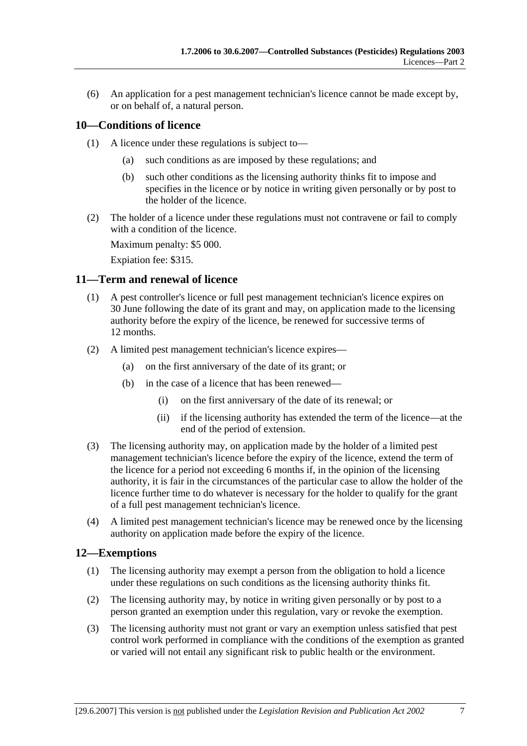(6) An application for a pest management technician's licence cannot be made except by, or on behalf of, a natural person.

## 10—Conditions of licence

(1) A licence under these regulations is subject to—

  (a) such conditions as are imposed by these regulations; and

  (b) such other conditions as the licensing authority thinks fit to impose and specifies in the licence or by notice in writing given personally or by post to the holder of the licence.

(2) The holder of a licence under these regulations must not contravene or fail to comply with a condition of the licence.

Maximum penalty: $5 000.

Expiation fee: $315.

## 11—Term and renewal of licence

(1) A pest controller's licence or full pest management technician's licence expires on 30 June following the date of its grant and may, on application made to the licensing authority before the expiry of the licence, be renewed for successive terms of 12 months.

(2) A limited pest management technician's licence expires—

  (a) on the first anniversary of the date of its grant; or

  (b) in the case of a licence that has been renewed—

    (i) on the first anniversary of the date of its renewal; or

    (ii) if the licensing authority has extended the term of the licence—at the end of the period of extension.

(3) The licensing authority may, on application made by the holder of a limited pest management technician's licence before the expiry of the licence, extend the term of the licence for a period not exceeding 6 months if, in the opinion of the licensing authority, it is fair in the circumstances of the particular case to allow the holder of the licence further time to do whatever is necessary for the holder to qualify for the grant of a full pest management technician's licence.

(4) A limited pest management technician's licence may be renewed once by the licensing authority on application made before the expiry of the licence.

## 12—Exemptions

(1) The licensing authority may exempt a person from the obligation to hold a licence under these regulations on such conditions as the licensing authority thinks fit.

(2) The licensing authority may, by notice in writing given personally or by post to a person granted an exemption under this regulation, vary or revoke the exemption.

(3) The licensing authority must not grant or vary an exemption unless satisfied that pest control work performed in compliance with the conditions of the exemption as granted or varied will not entail any significant risk to public health or the environment.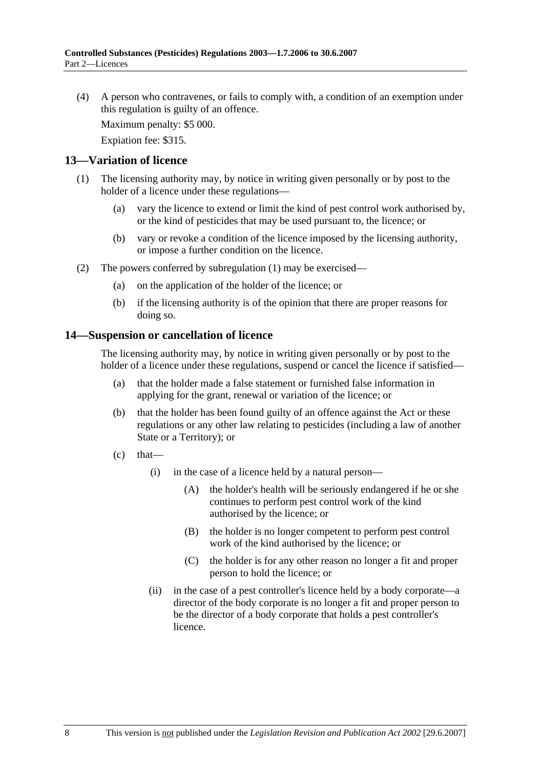(4) A person who contravenes, or fails to comply with, a condition of an exemption under this regulation is guilty of an offence.

Maximum penalty: $5 000.

Expiation fee: $315.

## 13—Variation of licence

(1) The licensing authority may, by notice in writing given personally or by post to the holder of a licence under these regulations—

(a) vary the licence to extend or limit the kind of pest control work authorised by, or the kind of pesticides that may be used pursuant to, the licence; or

(b) vary or revoke a condition of the licence imposed by the licensing authority, or impose a further condition on the licence.

(2) The powers conferred by subregulation (1) may be exercised—

(a) on the application of the holder of the licence; or

(b) if the licensing authority is of the opinion that there are proper reasons for doing so.

## 14—Suspension or cancellation of licence

The licensing authority may, by notice in writing given personally or by post to the holder of a licence under these regulations, suspend or cancel the licence if satisfied—

(a) that the holder made a false statement or furnished false information in applying for the grant, renewal or variation of the licence; or

(b) that the holder has been found guilty of an offence against the Act or these regulations or any other law relating to pesticides (including a law of another State or a Territory); or

(c) that—

(i) in the case of a licence held by a natural person—

(A) the holder's health will be seriously endangered if he or she continues to perform pest control work of the kind authorised by the licence; or

(B) the holder is no longer competent to perform pest control work of the kind authorised by the licence; or

(C) the holder is for any other reason no longer a fit and proper person to hold the licence; or

(ii) in the case of a pest controller's licence held by a body corporate—a director of the body corporate is no longer a fit and proper person to be the director of a body corporate that holds a pest controller's licence.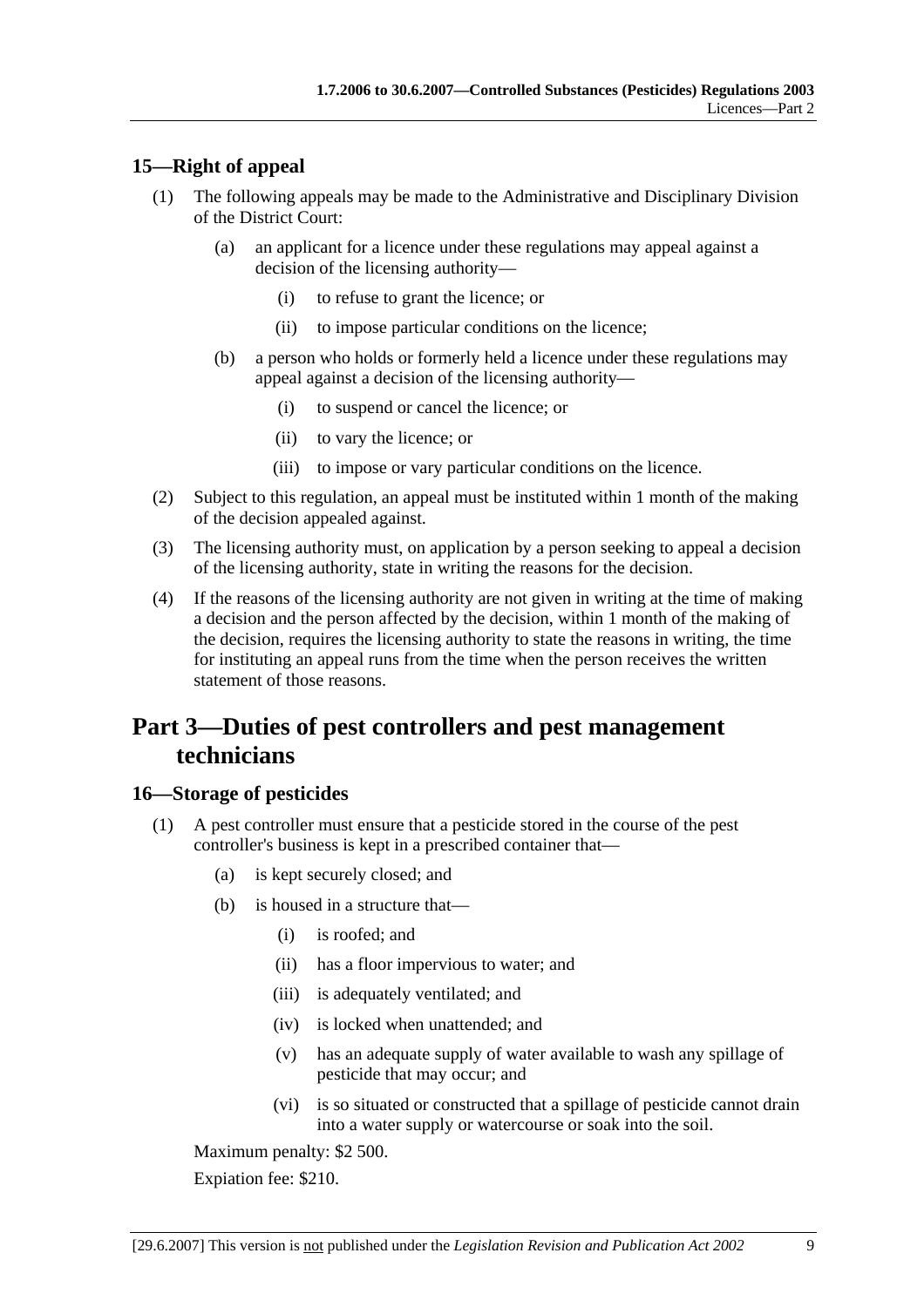## 15—Right of appeal

(1) The following appeals may be made to the Administrative and Disciplinary Division of the District Court:

(a) an applicant for a licence under these regulations may appeal against a decision of the licensing authority—

(i) to refuse to grant the licence; or

(ii) to impose particular conditions on the licence;

(b) a person who holds or formerly held a licence under these regulations may appeal against a decision of the licensing authority—

(i) to suspend or cancel the licence; or

(ii) to vary the licence; or

(iii) to impose or vary particular conditions on the licence.

(2) Subject to this regulation, an appeal must be instituted within 1 month of the making of the decision appealed against.

(3) The licensing authority must, on application by a person seeking to appeal a decision of the licensing authority, state in writing the reasons for the decision.

(4) If the reasons of the licensing authority are not given in writing at the time of making a decision and the person affected by the decision, within 1 month of the making of the decision, requires the licensing authority to state the reasons in writing, the time for instituting an appeal runs from the time when the person receives the written statement of those reasons.

# Part 3—Duties of pest controllers and pest management technicians

## 16—Storage of pesticides

(1) A pest controller must ensure that a pesticide stored in the course of the pest controller's business is kept in a prescribed container that—

(a) is kept securely closed; and

(b) is housed in a structure that—

(i) is roofed; and

(ii) has a floor impervious to water; and

(iii) is adequately ventilated; and

(iv) is locked when unattended; and

(v) has an adequate supply of water available to wash any spillage of pesticide that may occur; and

(vi) is so situated or constructed that a spillage of pesticide cannot drain into a water supply or watercourse or soak into the soil.

Maximum penalty: $2 500.

Expiation fee: $210.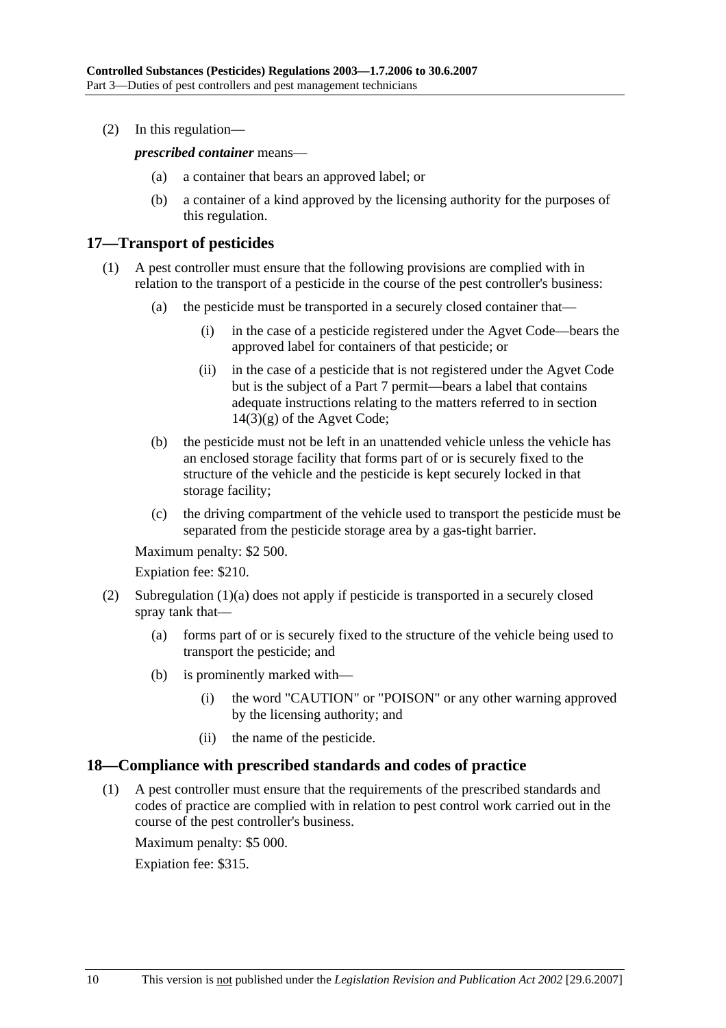(2) In this regulation—

***prescribed container*** means—

- (a) a container that bears an approved label; or
- (b) a container of a kind approved by the licensing authority for the purposes of this regulation.

## 17—Transport of pesticides

(1) A pest controller must ensure that the following provisions are complied with in relation to the transport of a pesticide in the course of the pest controller's business:

- (a) the pesticide must be transported in a securely closed container that—
  - (i) in the case of a pesticide registered under the Agvet Code—bears the approved label for containers of that pesticide; or
  - (ii) in the case of a pesticide that is not registered under the Agvet Code but is the subject of a Part 7 permit—bears a label that contains adequate instructions relating to the matters referred to in section 14(3)(g) of the Agvet Code;
- (b) the pesticide must not be left in an unattended vehicle unless the vehicle has an enclosed storage facility that forms part of or is securely fixed to the structure of the vehicle and the pesticide is kept securely locked in that storage facility;
- (c) the driving compartment of the vehicle used to transport the pesticide must be separated from the pesticide storage area by a gas-tight barrier.

Maximum penalty: $2 500.

Expiation fee: $210.

(2) Subregulation (1)(a) does not apply if pesticide is transported in a securely closed spray tank that—

- (a) forms part of or is securely fixed to the structure of the vehicle being used to transport the pesticide; and
- (b) is prominently marked with—
  - (i) the word "CAUTION" or "POISON" or any other warning approved by the licensing authority; and
  - (ii) the name of the pesticide.

## 18—Compliance with prescribed standards and codes of practice

(1) A pest controller must ensure that the requirements of the prescribed standards and codes of practice are complied with in relation to pest control work carried out in the course of the pest controller's business.

Maximum penalty: $5 000.

Expiation fee: $315.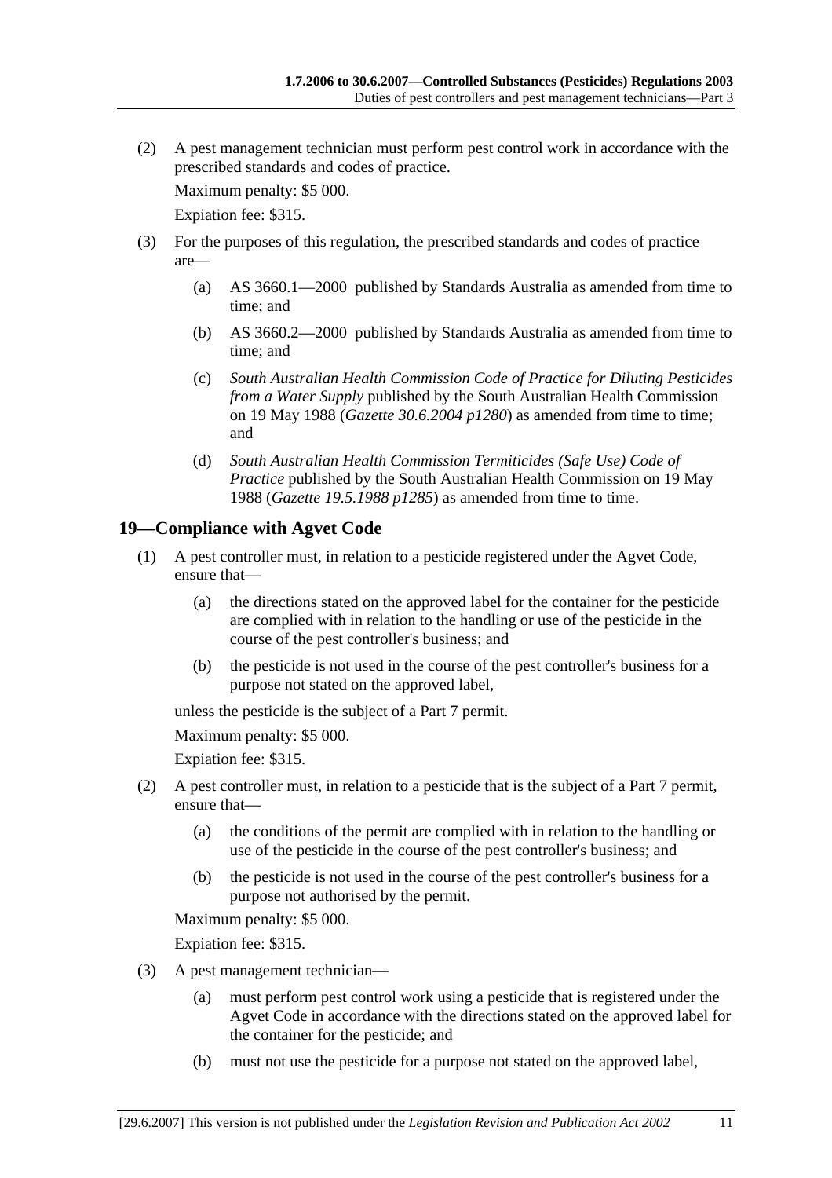(2) A pest management technician must perform pest control work in accordance with the prescribed standards and codes of practice.

Maximum penalty: $5 000.

Expiation fee: $315.

(3) For the purposes of this regulation, the prescribed standards and codes of practice are—

(a) AS 3660.1—2000 published by Standards Australia as amended from time to time; and

(b) AS 3660.2—2000 published by Standards Australia as amended from time to time; and

(c) *South Australian Health Commission Code of Practice for Diluting Pesticides from a Water Supply* published by the South Australian Health Commission on 19 May 1988 (*Gazette 30.6.2004 p1280*) as amended from time to time; and

(d) *South Australian Health Commission Termiticides (Safe Use) Code of Practice* published by the South Australian Health Commission on 19 May 1988 (*Gazette 19.5.1988 p1285*) as amended from time to time.

## 19—Compliance with Agvet Code

(1) A pest controller must, in relation to a pesticide registered under the Agvet Code, ensure that—

(a) the directions stated on the approved label for the container for the pesticide are complied with in relation to the handling or use of the pesticide in the course of the pest controller's business; and

(b) the pesticide is not used in the course of the pest controller's business for a purpose not stated on the approved label,

unless the pesticide is the subject of a Part 7 permit.

Maximum penalty: $5 000.

Expiation fee: $315.

(2) A pest controller must, in relation to a pesticide that is the subject of a Part 7 permit, ensure that—

(a) the conditions of the permit are complied with in relation to the handling or use of the pesticide in the course of the pest controller's business; and

(b) the pesticide is not used in the course of the pest controller's business for a purpose not authorised by the permit.

Maximum penalty: $5 000.

Expiation fee: $315.

(3) A pest management technician—

(a) must perform pest control work using a pesticide that is registered under the Agvet Code in accordance with the directions stated on the approved label for the container for the pesticide; and

(b) must not use the pesticide for a purpose not stated on the approved label,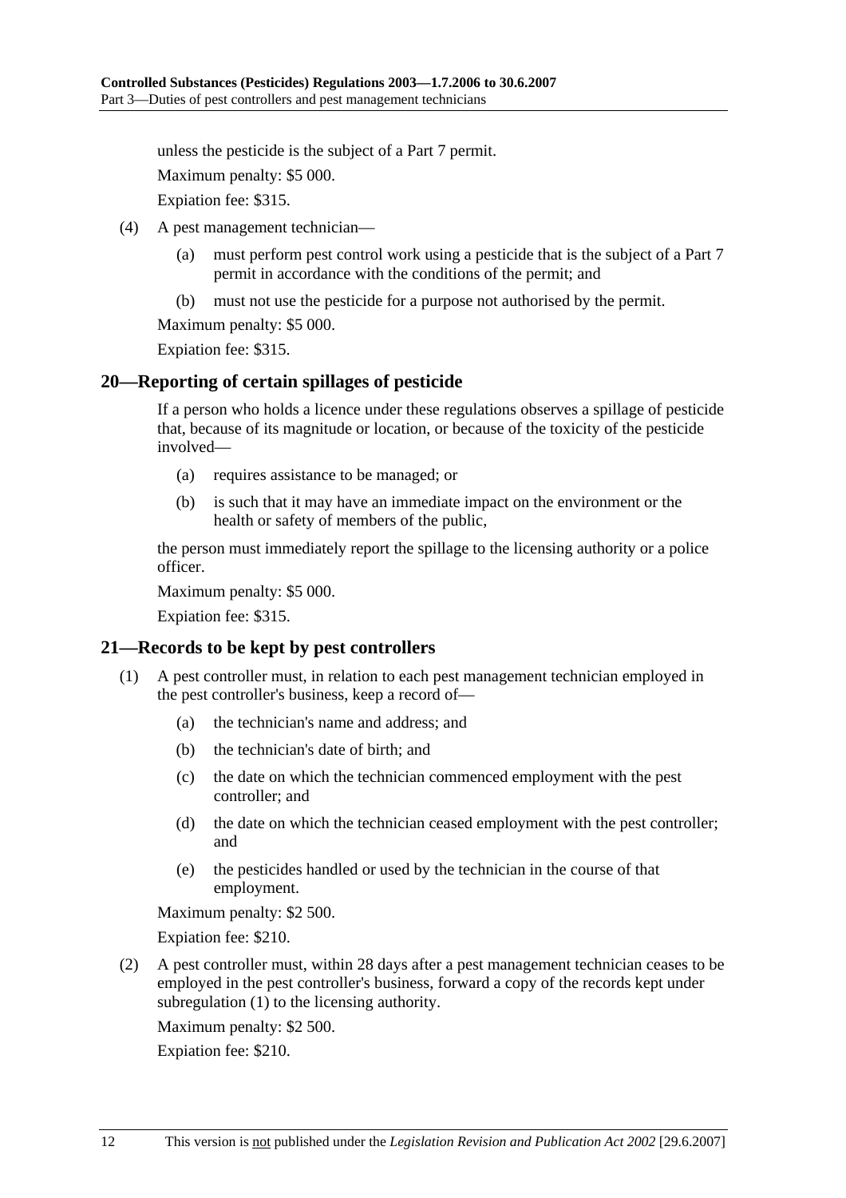unless the pesticide is the subject of a Part 7 permit.

Maximum penalty: $5 000.

Expiation fee: $315.

(4) A pest management technician—

(a) must perform pest control work using a pesticide that is the subject of a Part 7 permit in accordance with the conditions of the permit; and

(b) must not use the pesticide for a purpose not authorised by the permit.

Maximum penalty: $5 000.

Expiation fee: $315.

## 20—Reporting of certain spillages of pesticide

If a person who holds a licence under these regulations observes a spillage of pesticide that, because of its magnitude or location, or because of the toxicity of the pesticide involved—

(a) requires assistance to be managed; or

(b) is such that it may have an immediate impact on the environment or the health or safety of members of the public,

the person must immediately report the spillage to the licensing authority or a police officer.

Maximum penalty: $5 000.

Expiation fee: $315.

## 21—Records to be kept by pest controllers

(1) A pest controller must, in relation to each pest management technician employed in the pest controller's business, keep a record of—

(a) the technician's name and address; and

(b) the technician's date of birth; and

(c) the date on which the technician commenced employment with the pest controller; and

(d) the date on which the technician ceased employment with the pest controller; and

(e) the pesticides handled or used by the technician in the course of that employment.

Maximum penalty: $2 500.

Expiation fee: $210.

(2) A pest controller must, within 28 days after a pest management technician ceases to be employed in the pest controller's business, forward a copy of the records kept under subregulation (1) to the licensing authority.

Maximum penalty: $2 500.

Expiation fee: $210.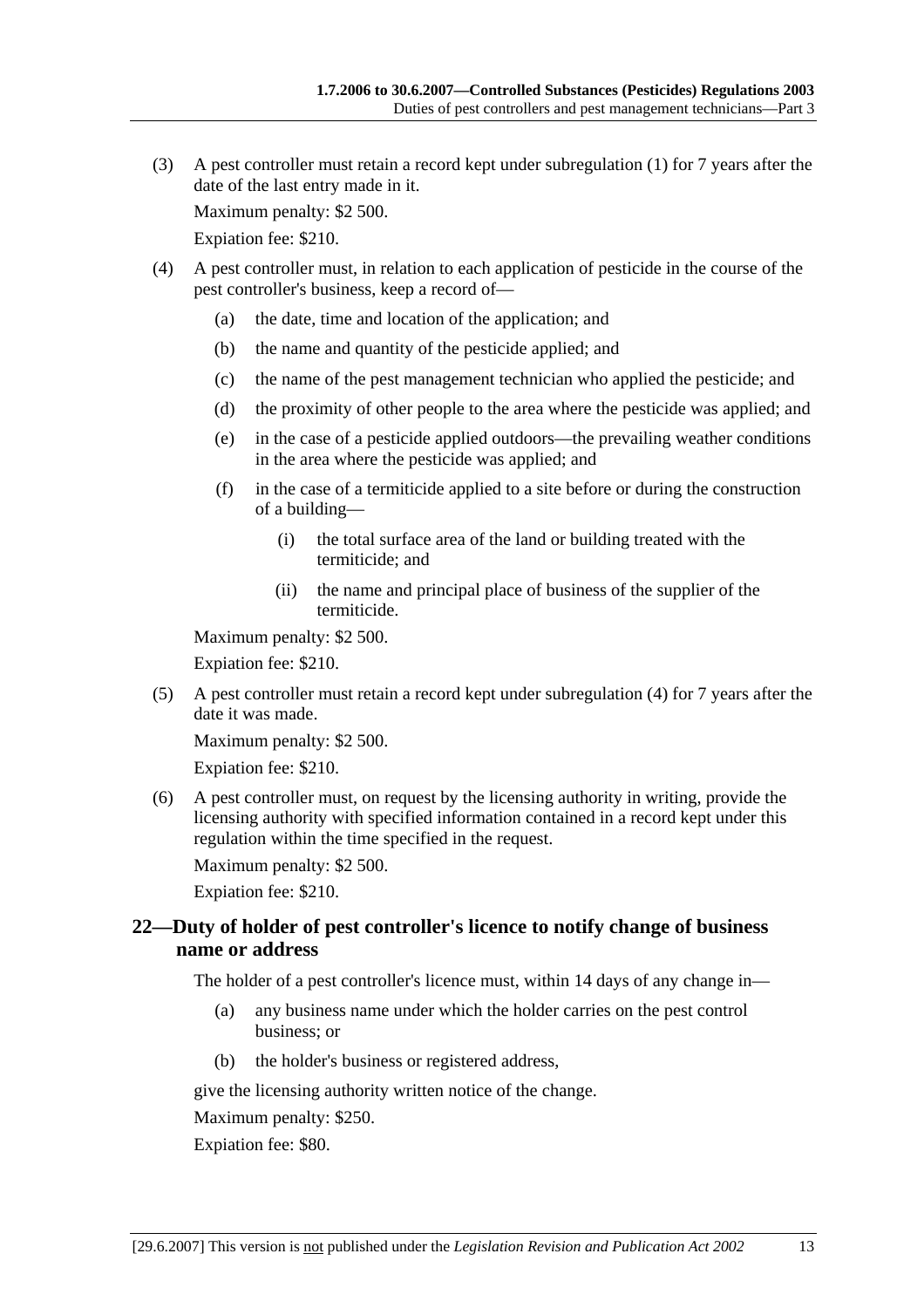(3) A pest controller must retain a record kept under subregulation (1) for 7 years after the date of the last entry made in it.

Maximum penalty: $2 500.

Expiation fee: $210.

(4) A pest controller must, in relation to each application of pesticide in the course of the pest controller's business, keep a record of—

(a) the date, time and location of the application; and

(b) the name and quantity of the pesticide applied; and

(c) the name of the pest management technician who applied the pesticide; and

(d) the proximity of other people to the area where the pesticide was applied; and

(e) in the case of a pesticide applied outdoors—the prevailing weather conditions in the area where the pesticide was applied; and

(f) in the case of a termiticide applied to a site before or during the construction of a building—

(i) the total surface area of the land or building treated with the termiticide; and

(ii) the name and principal place of business of the supplier of the termiticide.

Maximum penalty: $2 500.

Expiation fee: $210.

(5) A pest controller must retain a record kept under subregulation (4) for 7 years after the date it was made.

Maximum penalty: $2 500.

Expiation fee: $210.

(6) A pest controller must, on request by the licensing authority in writing, provide the licensing authority with specified information contained in a record kept under this regulation within the time specified in the request.

Maximum penalty: $2 500.

Expiation fee: $210.

## 22—Duty of holder of pest controller's licence to notify change of business name or address

The holder of a pest controller's licence must, within 14 days of any change in—

(a) any business name under which the holder carries on the pest control business; or

(b) the holder's business or registered address,

give the licensing authority written notice of the change.

Maximum penalty: $250.

Expiation fee: $80.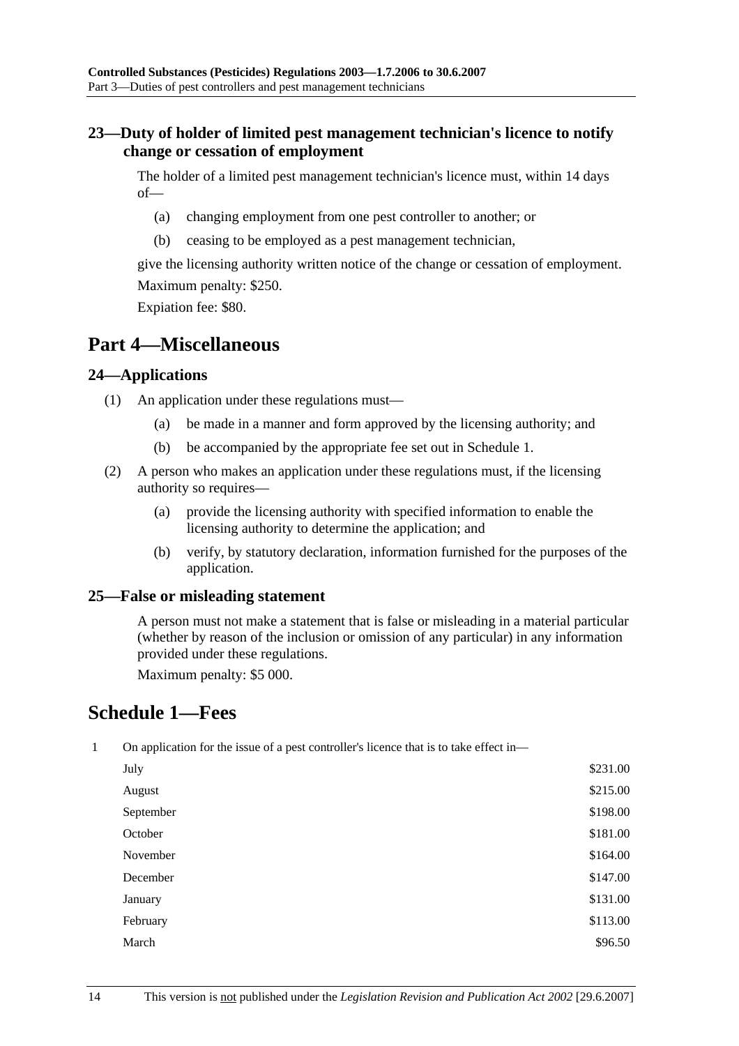### 23—Duty of holder of limited pest management technician's licence to notify change or cessation of employment

The holder of a limited pest management technician's licence must, within 14 days of—

(a) changing employment from one pest controller to another; or

(b) ceasing to be employed as a pest management technician,

give the licensing authority written notice of the change or cessation of employment.

Maximum penalty: $250.

Expiation fee: $80.

## Part 4—Miscellaneous

### 24—Applications

(1) An application under these regulations must—

(a) be made in a manner and form approved by the licensing authority; and

(b) be accompanied by the appropriate fee set out in Schedule 1.

(2) A person who makes an application under these regulations must, if the licensing authority so requires—

(a) provide the licensing authority with specified information to enable the licensing authority to determine the application; and

(b) verify, by statutory declaration, information furnished for the purposes of the application.

### 25—False or misleading statement

A person must not make a statement that is false or misleading in a material particular (whether by reason of the inclusion or omission of any particular) in any information provided under these regulations.

Maximum penalty: $5 000.

## Schedule 1—Fees

1 On application for the issue of a pest controller's licence that is to take effect in—

| | |
|---|---|
| July | $231.00 |
| August | $215.00 |
| September | $198.00 |
| October | $181.00 |
| November | $164.00 |
| December | $147.00 |
| January | $131.00 |
| February | $113.00 |
| March | $96.50 |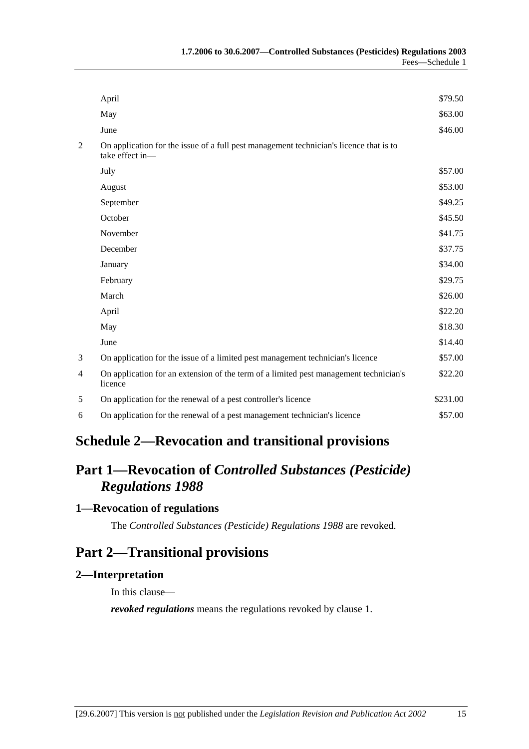| | | |
|---|---|---|
| | April | \$79.50 |
| | May | \$63.00 |
| | June | \$46.00 |
| 2 | On application for the issue of a full pest management technician's licence that is to take effect in— | |
| | July | \$57.00 |
| | August | \$53.00 |
| | September | \$49.25 |
| | October | \$45.50 |
| | November | \$41.75 |
| | December | \$37.75 |
| | January | \$34.00 |
| | February | \$29.75 |
| | March | \$26.00 |
| | April | \$22.20 |
| | May | \$18.30 |
| | June | \$14.40 |
| 3 | On application for the issue of a limited pest management technician's licence | \$57.00 |
| 4 | On application for an extension of the term of a limited pest management technician's licence | \$22.20 |
| 5 | On application for the renewal of a pest controller's licence | \$231.00 |
| 6 | On application for the renewal of a pest management technician's licence | \$57.00 |

# Schedule 2—Revocation and transitional provisions

## Part 1—Revocation of *Controlled Substances (Pesticide) Regulations 1988*

### 1—Revocation of regulations

The *Controlled Substances (Pesticide) Regulations 1988* are revoked.

## Part 2—Transitional provisions

### 2—Interpretation

In this clause—

***revoked regulations*** means the regulations revoked by clause 1.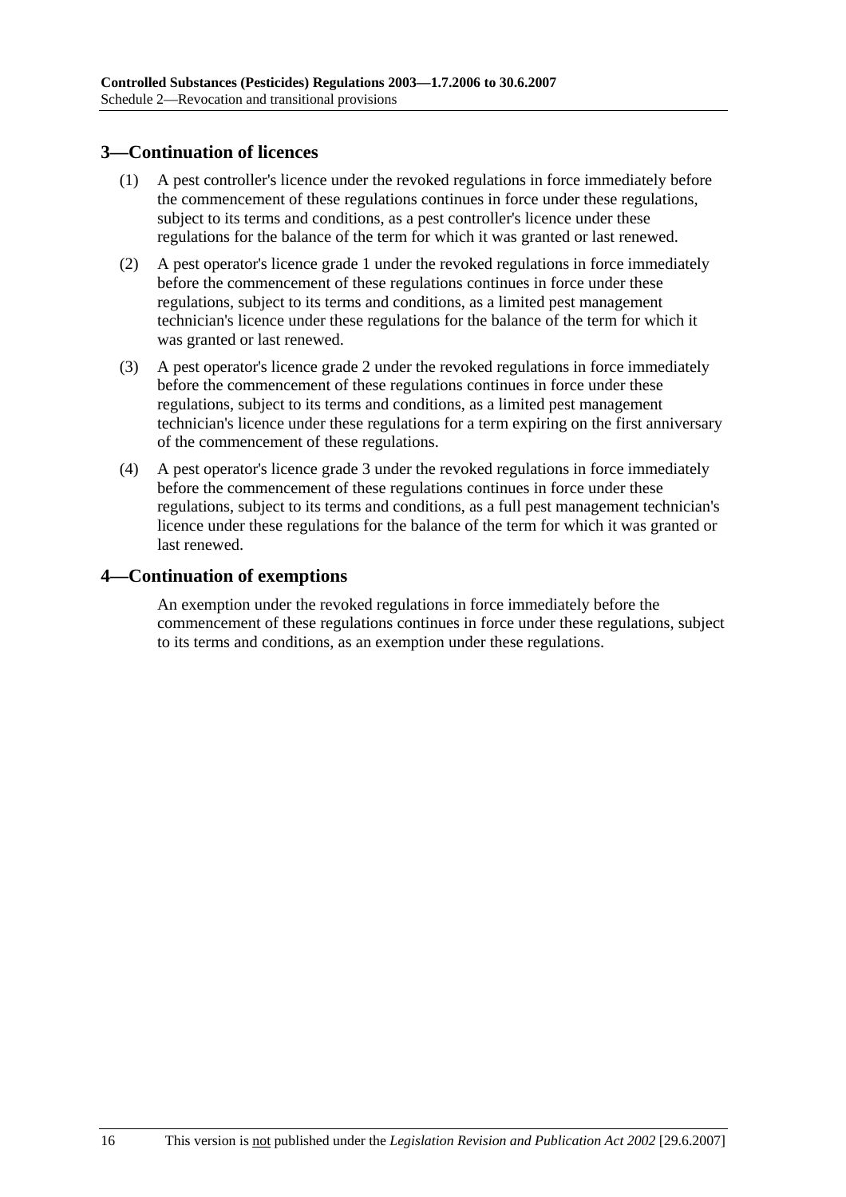## 3—Continuation of licences

(1) A pest controller's licence under the revoked regulations in force immediately before the commencement of these regulations continues in force under these regulations, subject to its terms and conditions, as a pest controller's licence under these regulations for the balance of the term for which it was granted or last renewed.

(2) A pest operator's licence grade 1 under the revoked regulations in force immediately before the commencement of these regulations continues in force under these regulations, subject to its terms and conditions, as a limited pest management technician's licence under these regulations for the balance of the term for which it was granted or last renewed.

(3) A pest operator's licence grade 2 under the revoked regulations in force immediately before the commencement of these regulations continues in force under these regulations, subject to its terms and conditions, as a limited pest management technician's licence under these regulations for a term expiring on the first anniversary of the commencement of these regulations.

(4) A pest operator's licence grade 3 under the revoked regulations in force immediately before the commencement of these regulations continues in force under these regulations, subject to its terms and conditions, as a full pest management technician's licence under these regulations for the balance of the term for which it was granted or last renewed.

## 4—Continuation of exemptions

An exemption under the revoked regulations in force immediately before the commencement of these regulations continues in force under these regulations, subject to its terms and conditions, as an exemption under these regulations.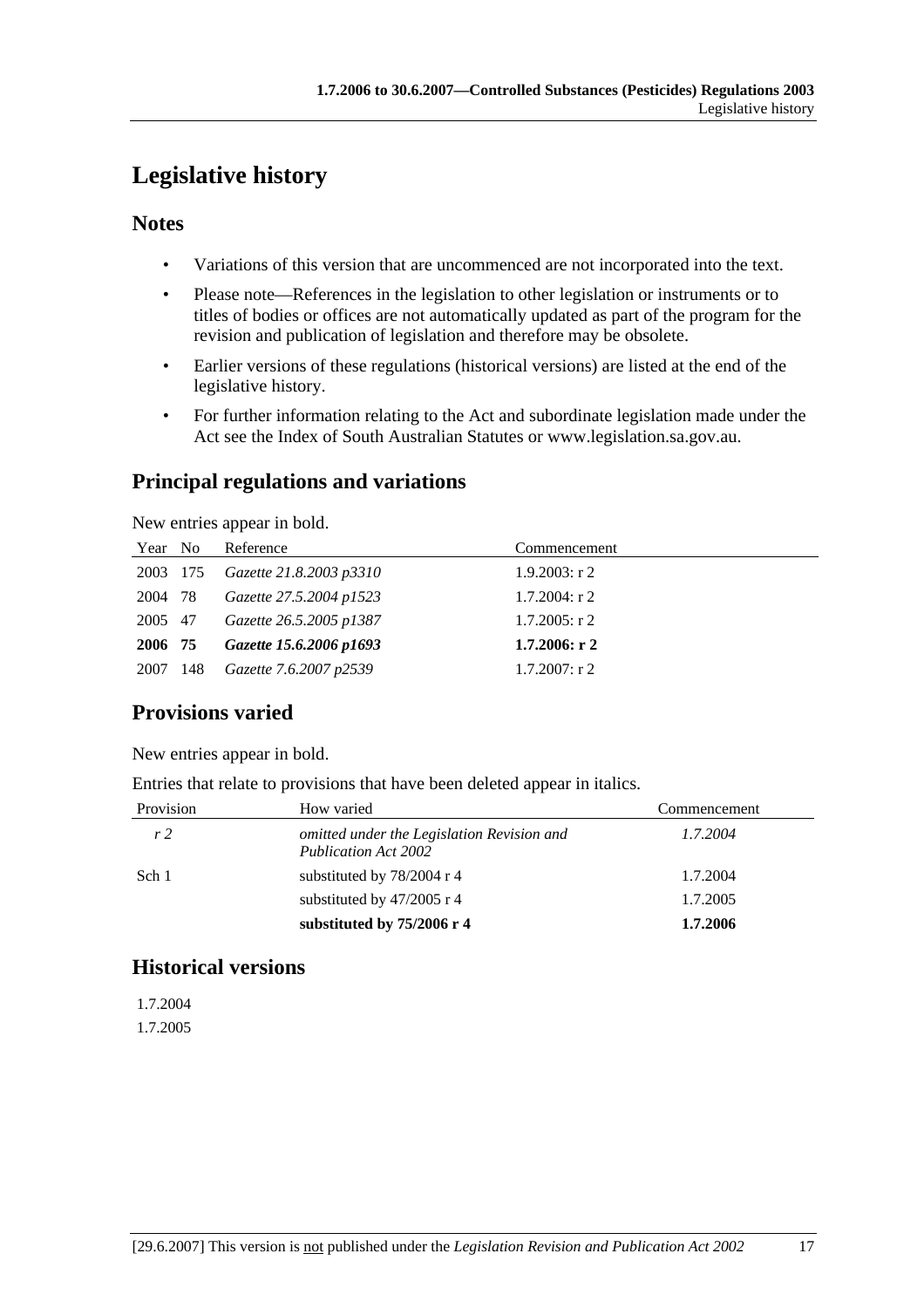# Legislative history

## Notes

- Variations of this version that are uncommenced are not incorporated into the text.
- Please note—References in the legislation to other legislation or instruments or to titles of bodies or offices are not automatically updated as part of the program for the revision and publication of legislation and therefore may be obsolete.
- Earlier versions of these regulations (historical versions) are listed at the end of the legislative history.
- For further information relating to the Act and subordinate legislation made under the Act see the Index of South Australian Statutes or www.legislation.sa.gov.au.

## Principal regulations and variations

New entries appear in bold.

| Year | No | Reference | Commencement |
|---|---|---|---|
| 2003 | 175 | *Gazette 21.8.2003 p3310* | 1.9.2003: r 2 |
| 2004 | 78 | *Gazette 27.5.2004 p1523* | 1.7.2004: r 2 |
| 2005 | 47 | *Gazette 26.5.2005 p1387* | 1.7.2005: r 2 |
| **2006** | **75** | ***Gazette 15.6.2006 p1693*** | **1.7.2006: r 2** |
| 2007 | 148 | *Gazette 7.6.2007 p2539* | 1.7.2007: r 2 |

## Provisions varied

New entries appear in bold.

Entries that relate to provisions that have been deleted appear in italics.

| Provision | How varied | Commencement |
|---|---|---|
| *r 2* | *omitted under the Legislation Revision and Publication Act 2002* | *1.7.2004* |
| Sch 1 | substituted by 78/2004 r 4 | 1.7.2004 |
| | substituted by 47/2005 r 4 | 1.7.2005 |
| | **substituted by 75/2006 r 4** | **1.7.2006** |

## Historical versions

1.7.2004

1.7.2005